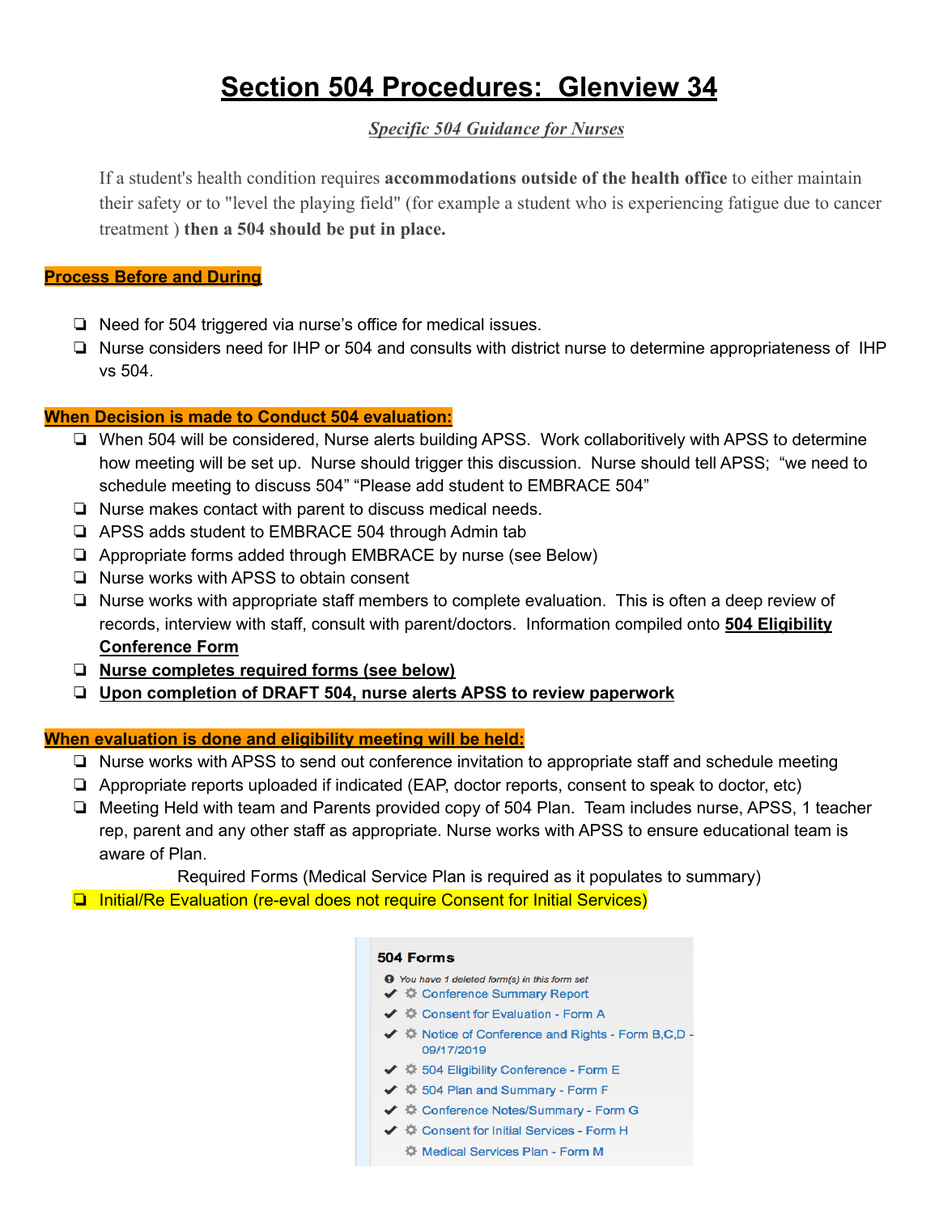# Section 504 Procedures: Glenview 34

***Specific 504 Guidance for Nurses***

If a student's health condition requires **accommodations outside of the health office** to either maintain their safety or to "level the playing field" (for example a student who is experiencing fatigue due to cancer treatment ) **then a 504 should be put in place.**

## Process Before and During

- Need for 504 triggered via nurse's office for medical issues.
- Nurse considers need for IHP or 504 and consults with district nurse to determine appropriateness of IHP vs 504.

## When Decision is made to Conduct 504 evaluation:

- When 504 will be considered, Nurse alerts building APSS. Work collaboritively with APSS to determine how meeting will be set up. Nurse should trigger this discussion. Nurse should tell APSS; "we need to schedule meeting to discuss 504" "Please add student to EMBRACE 504"
- Nurse makes contact with parent to discuss medical needs.
- APSS adds student to EMBRACE 504 through Admin tab
- Appropriate forms added through EMBRACE by nurse (see Below)
- Nurse works with APSS to obtain consent
- Nurse works with appropriate staff members to complete evaluation. This is often a deep review of records, interview with staff, consult with parent/doctors. Information compiled onto **504 Eligibility Conference Form**
- **Nurse completes required forms (see below)**
- **Upon completion of DRAFT 504, nurse alerts APSS to review paperwork**

## When evaluation is done and eligibility meeting will be held:

- Nurse works with APSS to send out conference invitation to appropriate staff and schedule meeting
- Appropriate reports uploaded if indicated (EAP, doctor reports, consent to speak to doctor, etc)
- Meeting Held with team and Parents provided copy of 504 Plan. Team includes nurse, APSS, 1 teacher rep, parent and any other staff as appropriate. Nurse works with APSS to ensure educational team is aware of Plan.

Required Forms (Medical Service Plan is required as it populates to summary)

- Initial/Re Evaluation (re-eval does not require Consent for Initial Services)

**504 Forms**

You have 1 deleted form(s) in this form set

- ✔ Conference Summary Report
- ✔ Consent for Evaluation - Form A
- ✔ Notice of Conference and Rights - Form B,C,D - 09/17/2019
- ✔ 504 Eligibility Conference - Form E
- ✔ 504 Plan and Summary - Form F
- ✔ Conference Notes/Summary - Form G
- ✔ Consent for Initial Services - Form H
- Medical Services Plan - Form M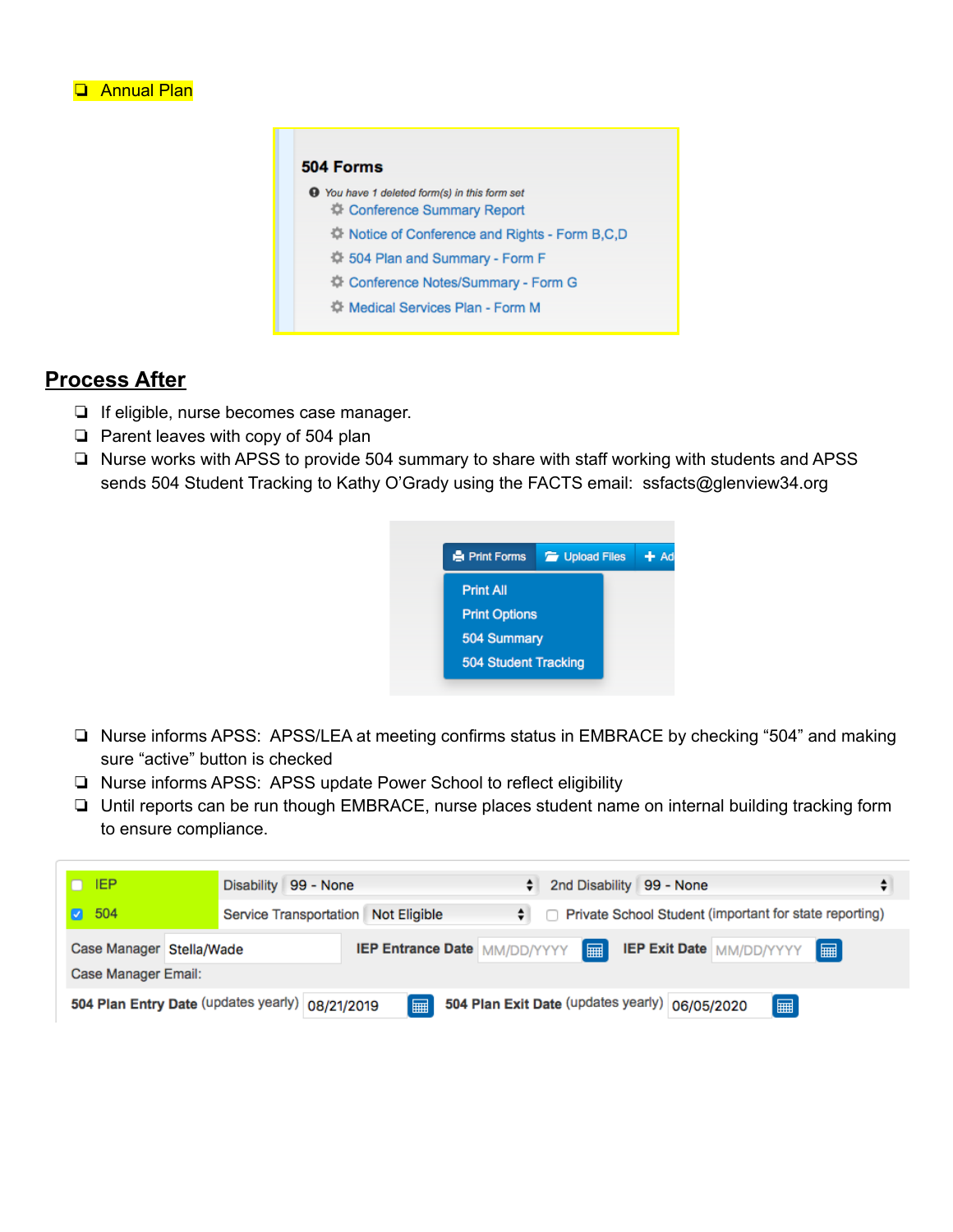- [ ] Annual Plan

504 Forms

You have 1 deleted form(s) in this form set

- Conference Summary Report
- Notice of Conference and Rights - Form B,C,D
- 504 Plan and Summary - Form F
- Conference Notes/Summary - Form G
- Medical Services Plan - Form M

## Process After

- [ ] If eligible, nurse becomes case manager.
- [ ] Parent leaves with copy of 504 plan
- [ ] Nurse works with APSS to provide 504 summary to share with staff working with students and APSS sends 504 Student Tracking to Kathy O'Grady using the FACTS email: ssfacts@glenview34.org

Print Forms | Upload Files | Ad

- Print All
- Print Options
- 504 Summary
- 504 Student Tracking

- [ ] Nurse informs APSS: APSS/LEA at meeting confirms status in EMBRACE by checking "504" and making sure "active" button is checked
- [ ] Nurse informs APSS: APSS update Power School to reflect eligibility
- [ ] Until reports can be run though EMBRACE, nurse places student name on internal building tracking form to ensure compliance.

| | | | | | |
|---|---|---|---|---|---|
| ☐ IEP | Disability | 99 - None | 2nd Disability | 99 - None | |
| ☑ 504 | Service Transportation | Not Eligible | ☐ Private School Student (important for state reporting) | | |
| Case Manager | Stella/Wade | IEP Entrance Date | MM/DD/YYYY | IEP Exit Date | MM/DD/YYYY |
| Case Manager Email: | | | | | |
| 504 Plan Entry Date (updates yearly) | 08/21/2019 | 504 Plan Exit Date (updates yearly) | 06/05/2020 | | |